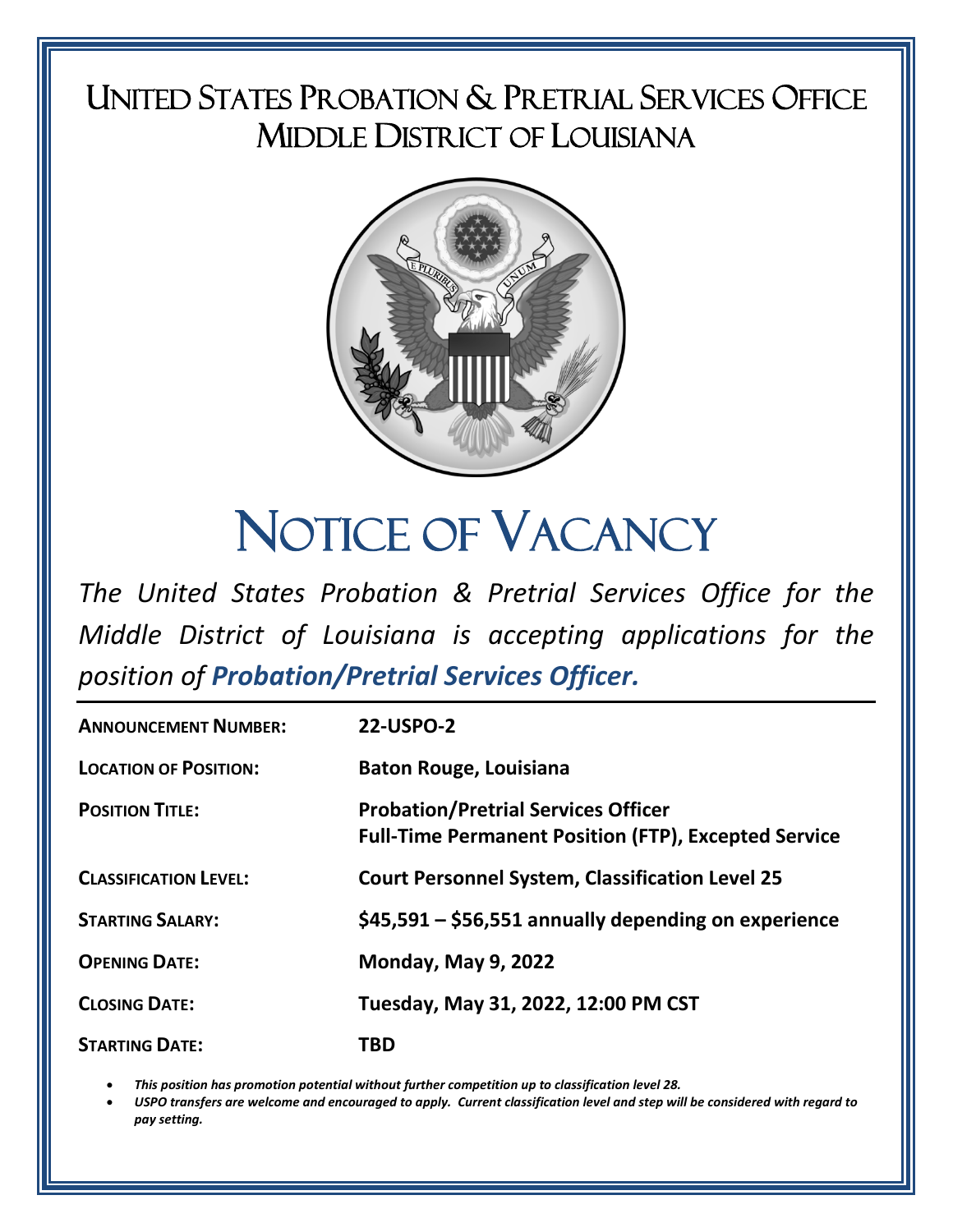# United States Probation & Pretrial Services Office
## Middle District of Louisiana

# Notice of Vacancy

*The United States Probation & Pretrial Services Office for the Middle District of Louisiana is accepting applications for the position of **Probation/Pretrial Services Officer.***

| | |
|---|---|
| **Announcement Number:** | **22-USPO-2** |
| **Location of Position:** | **Baton Rouge, Louisiana** |
| **Position Title:** | **Probation/Pretrial Services Officer**<br>**Full-Time Permanent Position (FTP), Excepted Service** |
| **Classification Level:** | **Court Personnel System, Classification Level 25** |
| **Starting Salary:** | **$45,591 – $56,551 annually depending on experience** |
| **Opening Date:** | **Monday, May 9, 2022** |
| **Closing Date:** | **Tuesday, May 31, 2022, 12:00 PM CST** |
| **Starting Date:** | **TBD** |

- ***This position has promotion potential without further competition up to classification level 28.***
- ***USPO transfers are welcome and encouraged to apply. Current classification level and step will be considered with regard to pay setting.***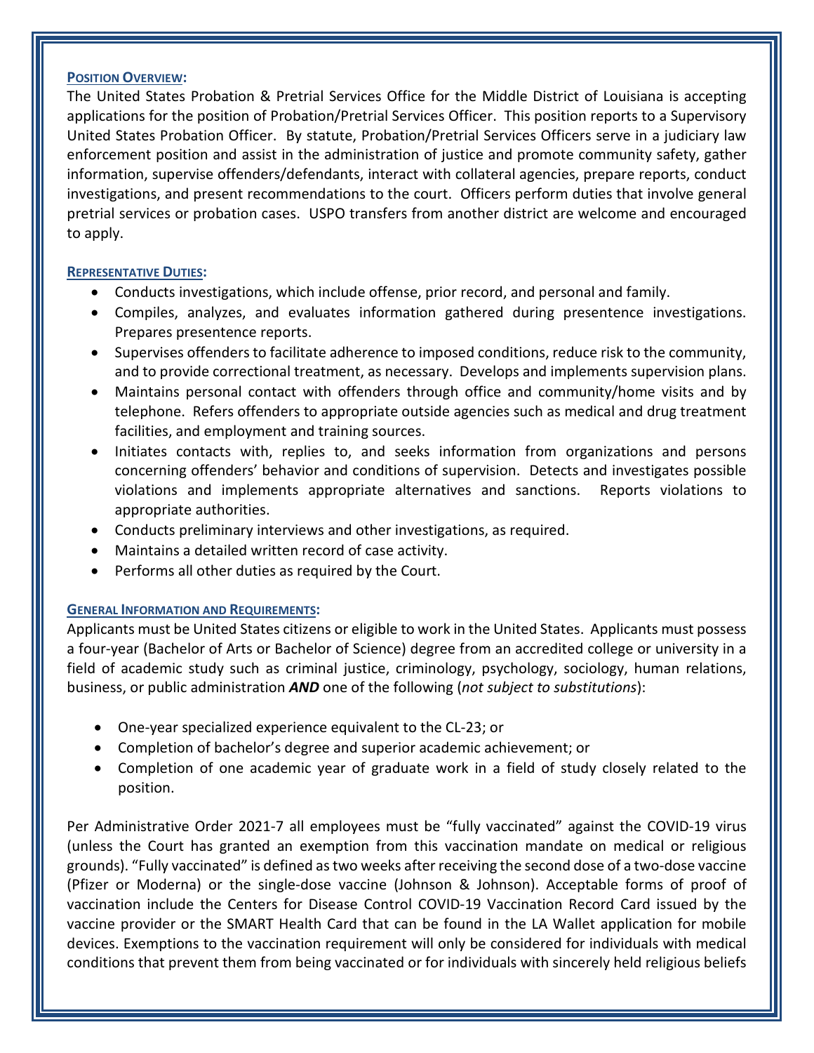**Position Overview:**

The United States Probation & Pretrial Services Office for the Middle District of Louisiana is accepting applications for the position of Probation/Pretrial Services Officer. This position reports to a Supervisory United States Probation Officer. By statute, Probation/Pretrial Services Officers serve in a judiciary law enforcement position and assist in the administration of justice and promote community safety, gather information, supervise offenders/defendants, interact with collateral agencies, prepare reports, conduct investigations, and present recommendations to the court. Officers perform duties that involve general pretrial services or probation cases. USPO transfers from another district are welcome and encouraged to apply.

**Representative Duties:**

- Conducts investigations, which include offense, prior record, and personal and family.
- Compiles, analyzes, and evaluates information gathered during presentence investigations. Prepares presentence reports.
- Supervises offenders to facilitate adherence to imposed conditions, reduce risk to the community, and to provide correctional treatment, as necessary. Develops and implements supervision plans.
- Maintains personal contact with offenders through office and community/home visits and by telephone. Refers offenders to appropriate outside agencies such as medical and drug treatment facilities, and employment and training sources.
- Initiates contacts with, replies to, and seeks information from organizations and persons concerning offenders' behavior and conditions of supervision. Detects and investigates possible violations and implements appropriate alternatives and sanctions. Reports violations to appropriate authorities.
- Conducts preliminary interviews and other investigations, as required.
- Maintains a detailed written record of case activity.
- Performs all other duties as required by the Court.

**General Information and Requirements:**

Applicants must be United States citizens or eligible to work in the United States. Applicants must possess a four-year (Bachelor of Arts or Bachelor of Science) degree from an accredited college or university in a field of academic study such as criminal justice, criminology, psychology, sociology, human relations, business, or public administration ***AND*** one of the following (*not subject to substitutions*):

- One-year specialized experience equivalent to the CL-23; or
- Completion of bachelor's degree and superior academic achievement; or
- Completion of one academic year of graduate work in a field of study closely related to the position.

Per Administrative Order 2021-7 all employees must be "fully vaccinated" against the COVID-19 virus (unless the Court has granted an exemption from this vaccination mandate on medical or religious grounds). "Fully vaccinated" is defined as two weeks after receiving the second dose of a two-dose vaccine (Pfizer or Moderna) or the single-dose vaccine (Johnson & Johnson). Acceptable forms of proof of vaccination include the Centers for Disease Control COVID-19 Vaccination Record Card issued by the vaccine provider or the SMART Health Card that can be found in the LA Wallet application for mobile devices. Exemptions to the vaccination requirement will only be considered for individuals with medical conditions that prevent them from being vaccinated or for individuals with sincerely held religious beliefs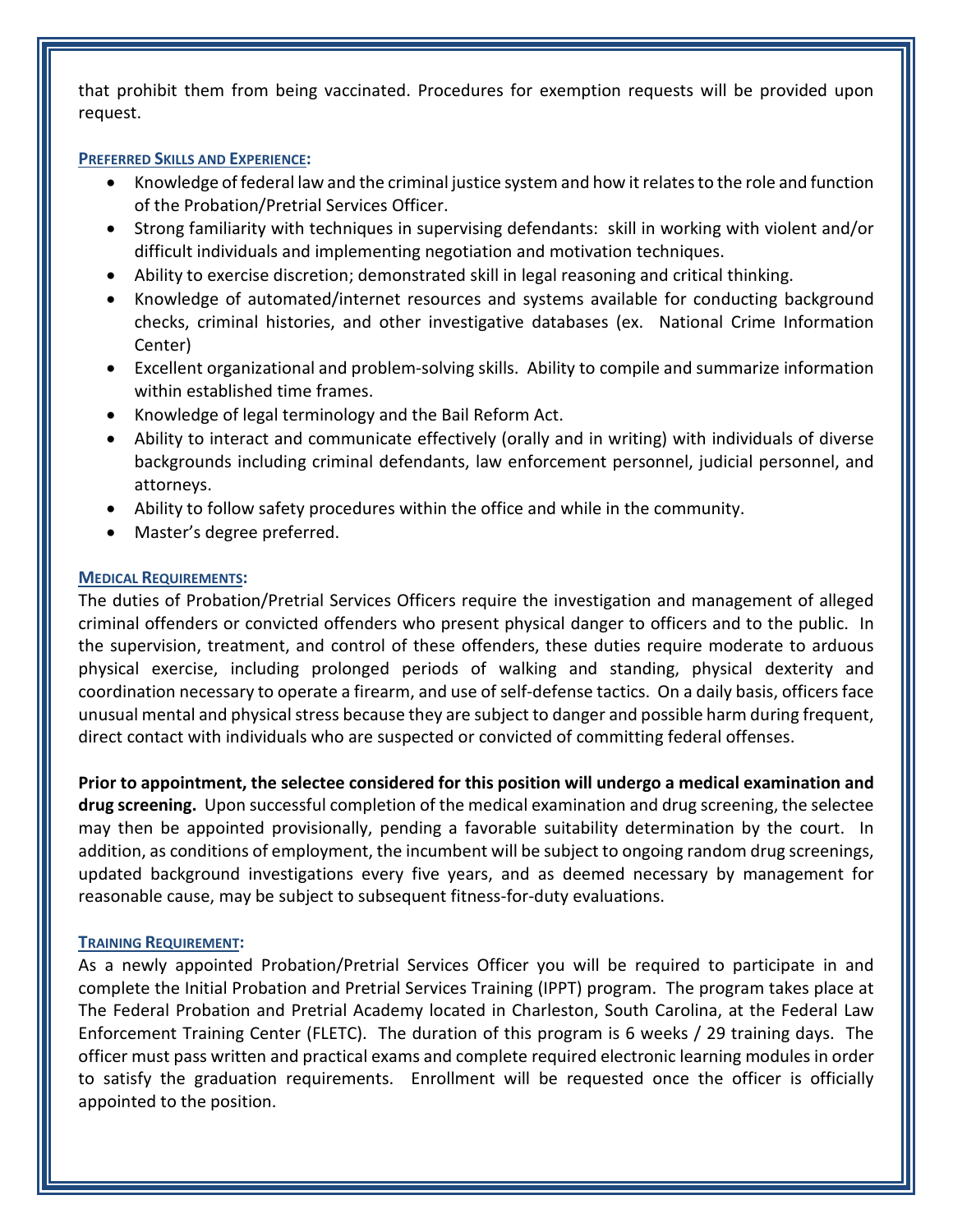that prohibit them from being vaccinated. Procedures for exemption requests will be provided upon request.

## PREFERRED SKILLS AND EXPERIENCE:

- Knowledge of federal law and the criminal justice system and how it relates to the role and function of the Probation/Pretrial Services Officer.
- Strong familiarity with techniques in supervising defendants: skill in working with violent and/or difficult individuals and implementing negotiation and motivation techniques.
- Ability to exercise discretion; demonstrated skill in legal reasoning and critical thinking.
- Knowledge of automated/internet resources and systems available for conducting background checks, criminal histories, and other investigative databases (ex. National Crime Information Center)
- Excellent organizational and problem-solving skills. Ability to compile and summarize information within established time frames.
- Knowledge of legal terminology and the Bail Reform Act.
- Ability to interact and communicate effectively (orally and in writing) with individuals of diverse backgrounds including criminal defendants, law enforcement personnel, judicial personnel, and attorneys.
- Ability to follow safety procedures within the office and while in the community.
- Master's degree preferred.

## MEDICAL REQUIREMENTS:

The duties of Probation/Pretrial Services Officers require the investigation and management of alleged criminal offenders or convicted offenders who present physical danger to officers and to the public. In the supervision, treatment, and control of these offenders, these duties require moderate to arduous physical exercise, including prolonged periods of walking and standing, physical dexterity and coordination necessary to operate a firearm, and use of self-defense tactics. On a daily basis, officers face unusual mental and physical stress because they are subject to danger and possible harm during frequent, direct contact with individuals who are suspected or convicted of committing federal offenses.

**Prior to appointment, the selectee considered for this position will undergo a medical examination and drug screening.** Upon successful completion of the medical examination and drug screening, the selectee may then be appointed provisionally, pending a favorable suitability determination by the court. In addition, as conditions of employment, the incumbent will be subject to ongoing random drug screenings, updated background investigations every five years, and as deemed necessary by management for reasonable cause, may be subject to subsequent fitness-for-duty evaluations.

## TRAINING REQUIREMENT:

As a newly appointed Probation/Pretrial Services Officer you will be required to participate in and complete the Initial Probation and Pretrial Services Training (IPPT) program. The program takes place at The Federal Probation and Pretrial Academy located in Charleston, South Carolina, at the Federal Law Enforcement Training Center (FLETC). The duration of this program is 6 weeks / 29 training days. The officer must pass written and practical exams and complete required electronic learning modules in order to satisfy the graduation requirements. Enrollment will be requested once the officer is officially appointed to the position.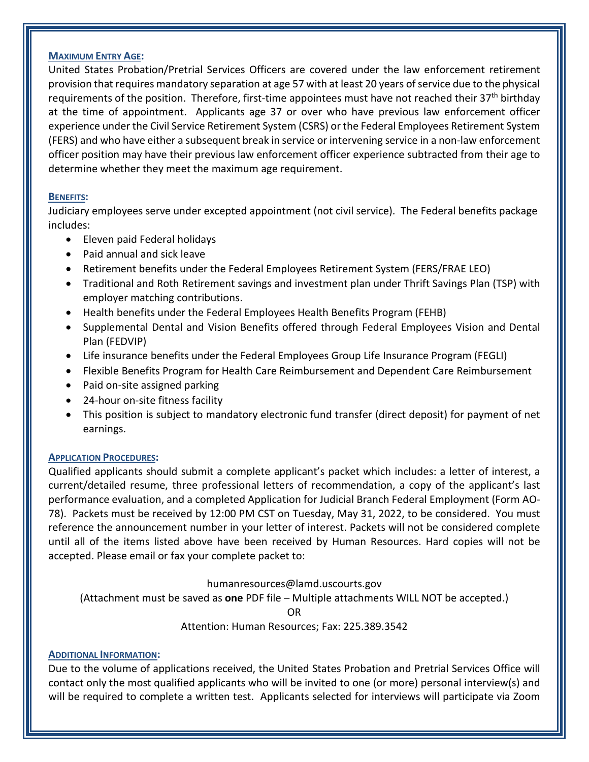**MAXIMUM ENTRY AGE:**

United States Probation/Pretrial Services Officers are covered under the law enforcement retirement provision that requires mandatory separation at age 57 with at least 20 years of service due to the physical requirements of the position. Therefore, first-time appointees must have not reached their 37th birthday at the time of appointment. Applicants age 37 or over who have previous law enforcement officer experience under the Civil Service Retirement System (CSRS) or the Federal Employees Retirement System (FERS) and who have either a subsequent break in service or intervening service in a non-law enforcement officer position may have their previous law enforcement officer experience subtracted from their age to determine whether they meet the maximum age requirement.

**BENEFITS:**

Judiciary employees serve under excepted appointment (not civil service). The Federal benefits package includes:

- Eleven paid Federal holidays
- Paid annual and sick leave
- Retirement benefits under the Federal Employees Retirement System (FERS/FRAE LEO)
- Traditional and Roth Retirement savings and investment plan under Thrift Savings Plan (TSP) with employer matching contributions.
- Health benefits under the Federal Employees Health Benefits Program (FEHB)
- Supplemental Dental and Vision Benefits offered through Federal Employees Vision and Dental Plan (FEDVIP)
- Life insurance benefits under the Federal Employees Group Life Insurance Program (FEGLI)
- Flexible Benefits Program for Health Care Reimbursement and Dependent Care Reimbursement
- Paid on-site assigned parking
- 24-hour on-site fitness facility
- This position is subject to mandatory electronic fund transfer (direct deposit) for payment of net earnings.

**APPLICATION PROCEDURES:**

Qualified applicants should submit a complete applicant's packet which includes: a letter of interest, a current/detailed resume, three professional letters of recommendation, a copy of the applicant's last performance evaluation, and a completed Application for Judicial Branch Federal Employment (Form AO-78). Packets must be received by 12:00 PM CST on Tuesday, May 31, 2022, to be considered. You must reference the announcement number in your letter of interest. Packets will not be considered complete until all of the items listed above have been received by Human Resources. Hard copies will not be accepted. Please email or fax your complete packet to:

humanresources@lamd.uscourts.gov

(Attachment must be saved as **one** PDF file – Multiple attachments WILL NOT be accepted.)

OR

Attention: Human Resources; Fax: 225.389.3542

**ADDITIONAL INFORMATION:**

Due to the volume of applications received, the United States Probation and Pretrial Services Office will contact only the most qualified applicants who will be invited to one (or more) personal interview(s) and will be required to complete a written test. Applicants selected for interviews will participate via Zoom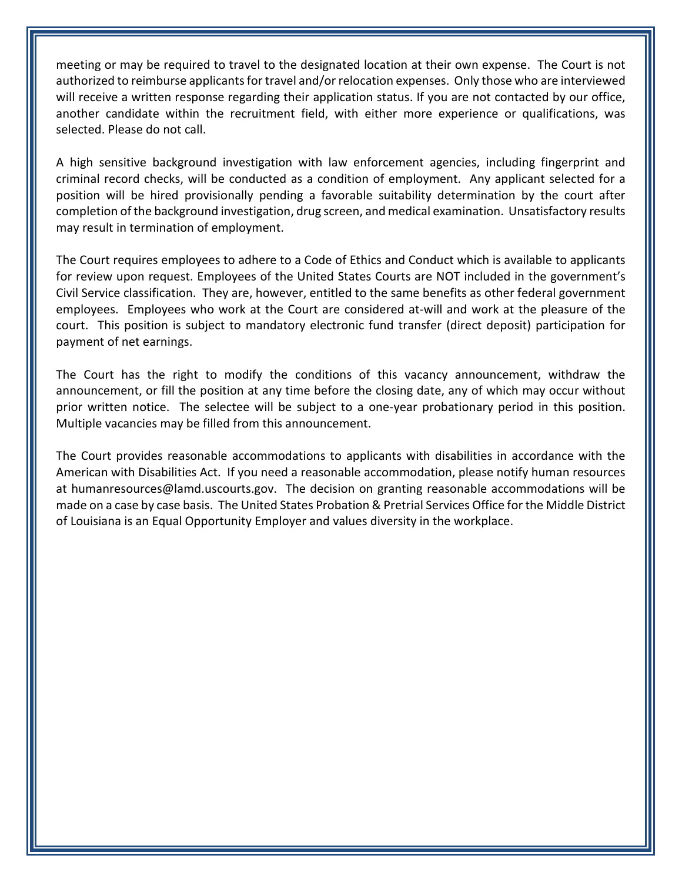meeting or may be required to travel to the designated location at their own expense. The Court is not authorized to reimburse applicants for travel and/or relocation expenses. Only those who are interviewed will receive a written response regarding their application status. If you are not contacted by our office, another candidate within the recruitment field, with either more experience or qualifications, was selected. Please do not call.

A high sensitive background investigation with law enforcement agencies, including fingerprint and criminal record checks, will be conducted as a condition of employment. Any applicant selected for a position will be hired provisionally pending a favorable suitability determination by the court after completion of the background investigation, drug screen, and medical examination. Unsatisfactory results may result in termination of employment.

The Court requires employees to adhere to a Code of Ethics and Conduct which is available to applicants for review upon request. Employees of the United States Courts are NOT included in the government's Civil Service classification. They are, however, entitled to the same benefits as other federal government employees. Employees who work at the Court are considered at-will and work at the pleasure of the court. This position is subject to mandatory electronic fund transfer (direct deposit) participation for payment of net earnings.

The Court has the right to modify the conditions of this vacancy announcement, withdraw the announcement, or fill the position at any time before the closing date, any of which may occur without prior written notice. The selectee will be subject to a one-year probationary period in this position. Multiple vacancies may be filled from this announcement.

The Court provides reasonable accommodations to applicants with disabilities in accordance with the American with Disabilities Act. If you need a reasonable accommodation, please notify human resources at humanresources@lamd.uscourts.gov. The decision on granting reasonable accommodations will be made on a case by case basis. The United States Probation & Pretrial Services Office for the Middle District of Louisiana is an Equal Opportunity Employer and values diversity in the workplace.